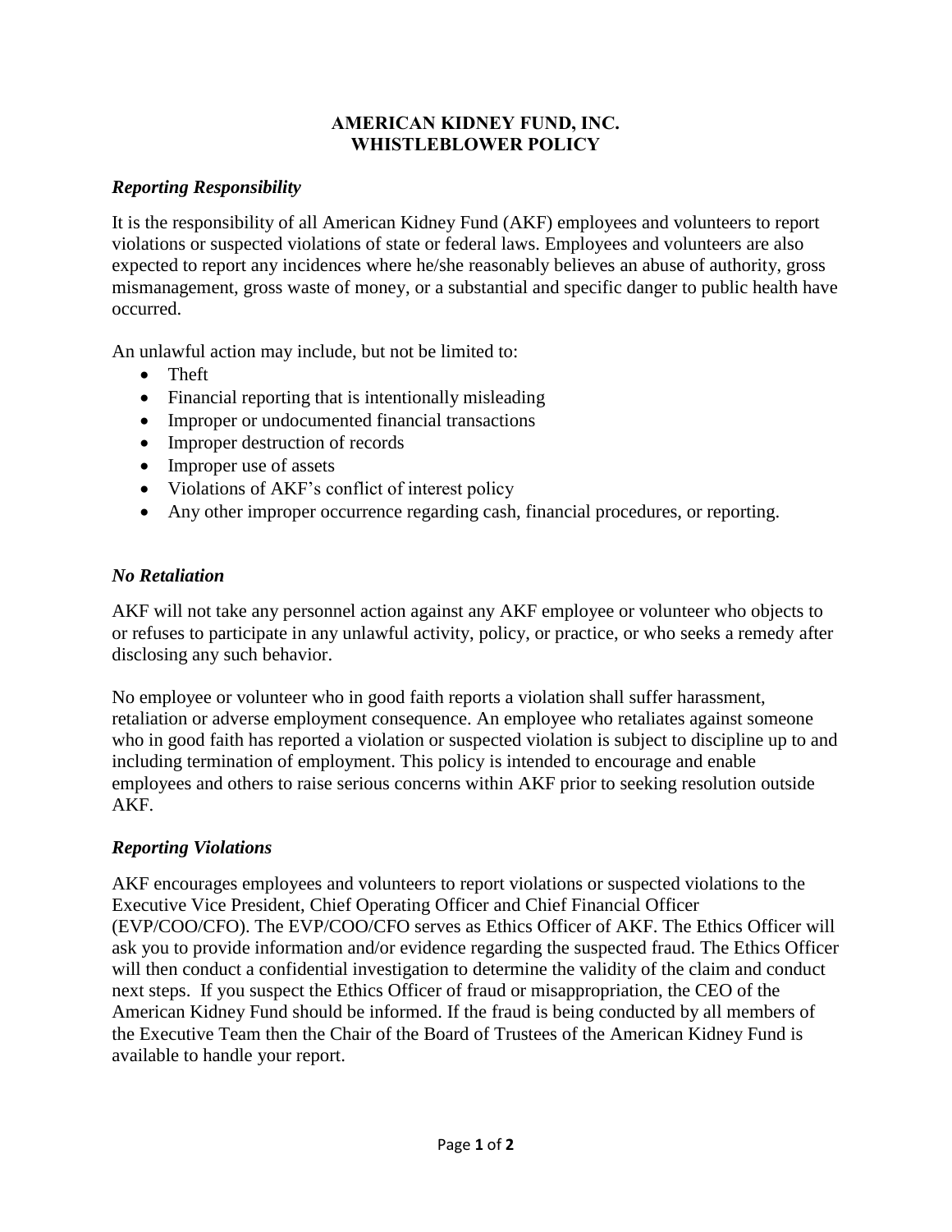# AMERICAN KIDNEY FUND, INC.
# WHISTLEBLOWER POLICY

### *Reporting Responsibility*

It is the responsibility of all American Kidney Fund (AKF) employees and volunteers to report violations or suspected violations of state or federal laws. Employees and volunteers are also expected to report any incidences where he/she reasonably believes an abuse of authority, gross mismanagement, gross waste of money, or a substantial and specific danger to public health have occurred.

An unlawful action may include, but not be limited to:

- Theft
- Financial reporting that is intentionally misleading
- Improper or undocumented financial transactions
- Improper destruction of records
- Improper use of assets
- Violations of AKF's conflict of interest policy
- Any other improper occurrence regarding cash, financial procedures, or reporting.

### *No Retaliation*

AKF will not take any personnel action against any AKF employee or volunteer who objects to or refuses to participate in any unlawful activity, policy, or practice, or who seeks a remedy after disclosing any such behavior.

No employee or volunteer who in good faith reports a violation shall suffer harassment, retaliation or adverse employment consequence. An employee who retaliates against someone who in good faith has reported a violation or suspected violation is subject to discipline up to and including termination of employment. This policy is intended to encourage and enable employees and others to raise serious concerns within AKF prior to seeking resolution outside AKF.

### *Reporting Violations*

AKF encourages employees and volunteers to report violations or suspected violations to the Executive Vice President, Chief Operating Officer and Chief Financial Officer (EVP/COO/CFO). The EVP/COO/CFO serves as Ethics Officer of AKF. The Ethics Officer will ask you to provide information and/or evidence regarding the suspected fraud. The Ethics Officer will then conduct a confidential investigation to determine the validity of the claim and conduct next steps. If you suspect the Ethics Officer of fraud or misappropriation, the CEO of the American Kidney Fund should be informed. If the fraud is being conducted by all members of the Executive Team then the Chair of the Board of Trustees of the American Kidney Fund is available to handle your report.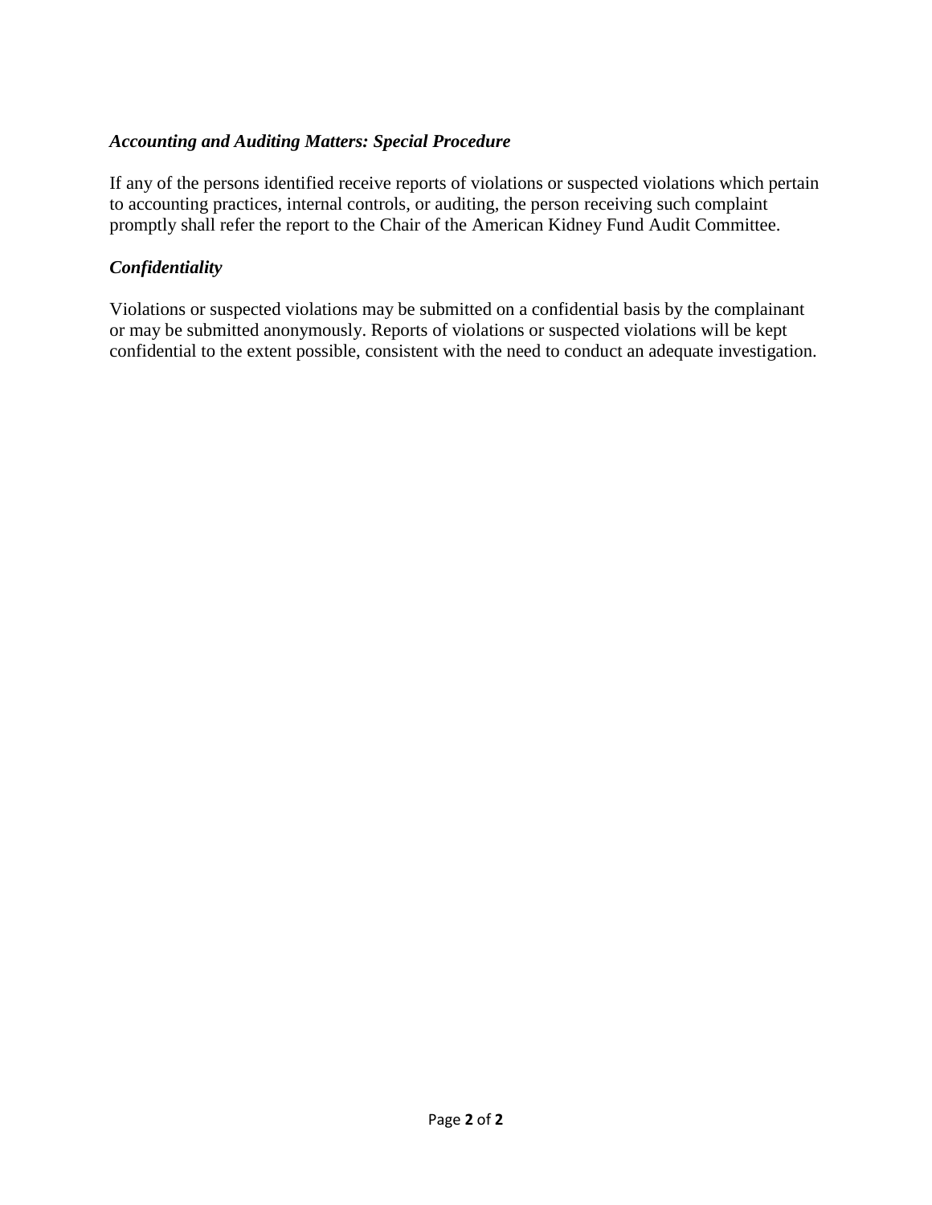### *Accounting and Auditing Matters: Special Procedure*

If any of the persons identified receive reports of violations or suspected violations which pertain to accounting practices, internal controls, or auditing, the person receiving such complaint promptly shall refer the report to the Chair of the American Kidney Fund Audit Committee.

### *Confidentiality*

Violations or suspected violations may be submitted on a confidential basis by the complainant or may be submitted anonymously. Reports of violations or suspected violations will be kept confidential to the extent possible, consistent with the need to conduct an adequate investigation.